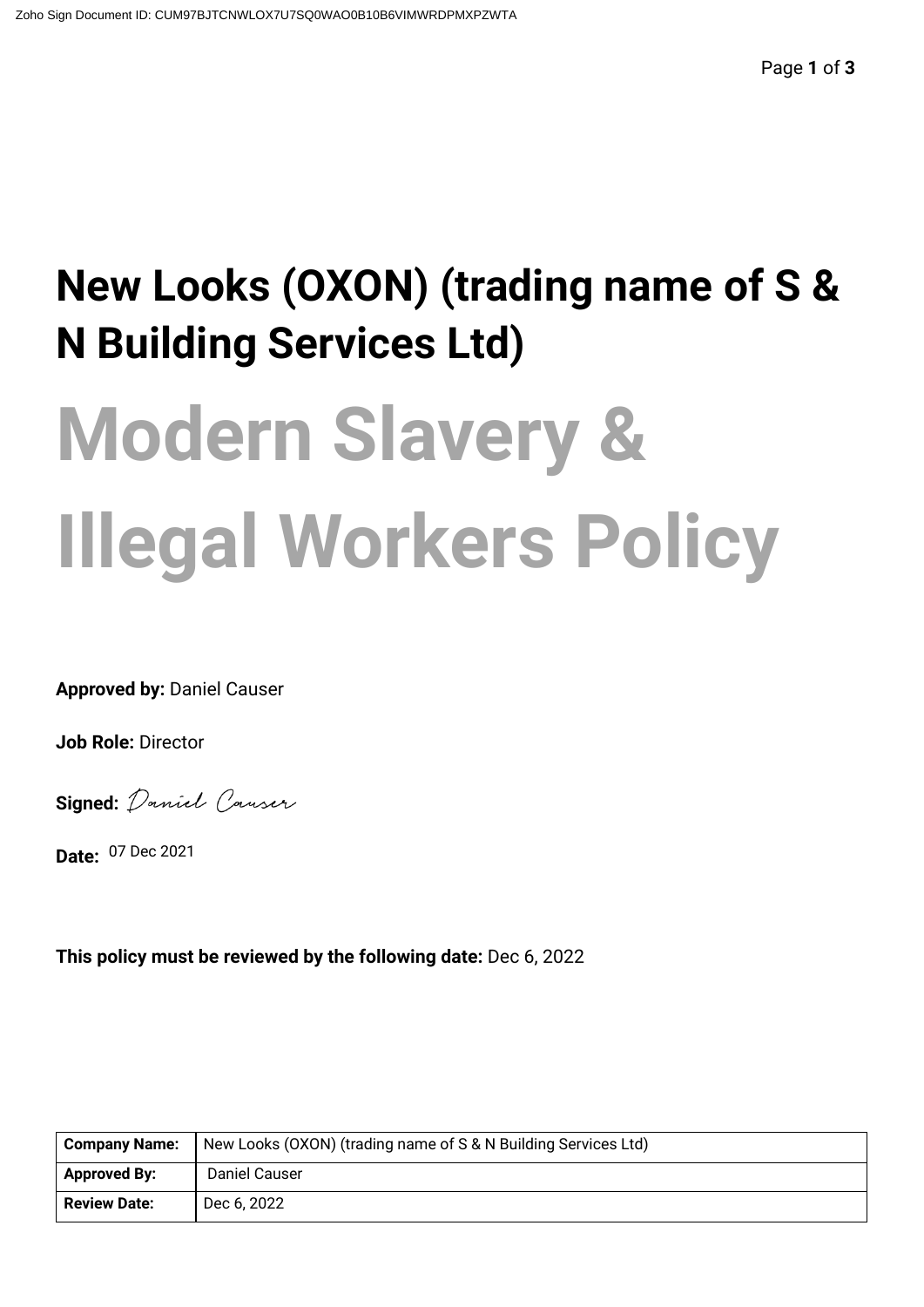# New Looks (OXON) (trading name of S & N Building Services Ltd)

# Modern Slavery & Illegal Workers Policy

**Approved by:** Daniel Causer

**Job Role:** Director

**Signed:** Daniel Causer

**Date:** 07 Dec 2021

**This policy must be reviewed by the following date:** Dec 6, 2022

| **Company Name:** | New Looks (OXON) (trading name of S & N Building Services Ltd) |
|---|---|
| **Approved By:** | Daniel Causer |
| **Review Date:** | Dec 6, 2022 |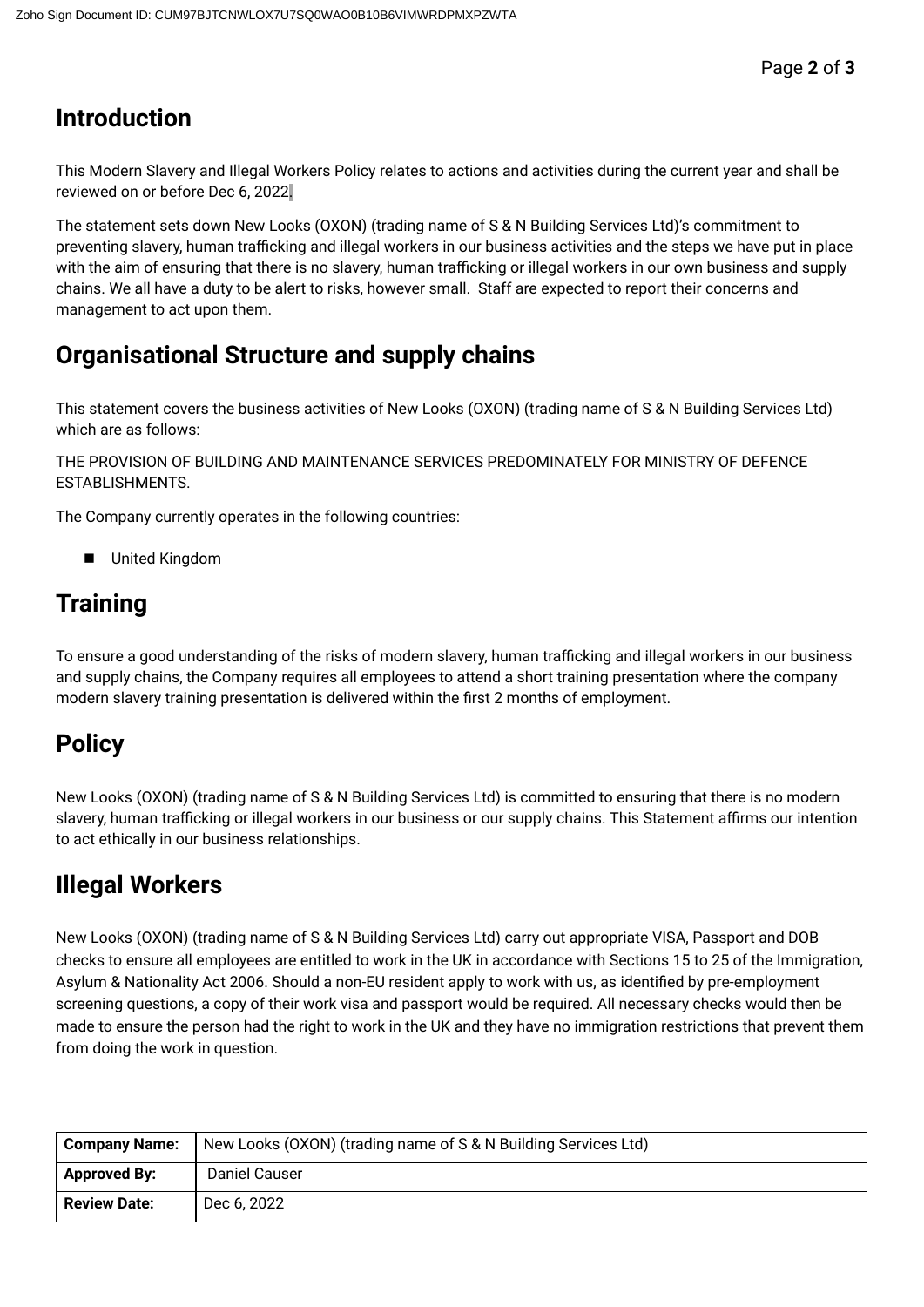## Introduction

This Modern Slavery and Illegal Workers Policy relates to actions and activities during the current year and shall be reviewed on or before Dec 6, 2022.

The statement sets down New Looks (OXON) (trading name of S & N Building Services Ltd)'s commitment to preventing slavery, human trafficking and illegal workers in our business activities and the steps we have put in place with the aim of ensuring that there is no slavery, human trafficking or illegal workers in our own business and supply chains. We all have a duty to be alert to risks, however small. Staff are expected to report their concerns and management to act upon them.

## Organisational Structure and supply chains

This statement covers the business activities of New Looks (OXON) (trading name of S & N Building Services Ltd) which are as follows:

THE PROVISION OF BUILDING AND MAINTENANCE SERVICES PREDOMINATELY FOR MINISTRY OF DEFENCE ESTABLISHMENTS.

The Company currently operates in the following countries:

- United Kingdom

## Training

To ensure a good understanding of the risks of modern slavery, human trafficking and illegal workers in our business and supply chains, the Company requires all employees to attend a short training presentation where the company modern slavery training presentation is delivered within the first 2 months of employment.

## Policy

New Looks (OXON) (trading name of S & N Building Services Ltd) is committed to ensuring that there is no modern slavery, human trafficking or illegal workers in our business or our supply chains. This Statement affirms our intention to act ethically in our business relationships.

## Illegal Workers

New Looks (OXON) (trading name of S & N Building Services Ltd) carry out appropriate VISA, Passport and DOB checks to ensure all employees are entitled to work in the UK in accordance with Sections 15 to 25 of the Immigration, Asylum & Nationality Act 2006. Should a non-EU resident apply to work with us, as identified by pre-employment screening questions, a copy of their work visa and passport would be required. All necessary checks would then be made to ensure the person had the right to work in the UK and they have no immigration restrictions that prevent them from doing the work in question.

| **Company Name:** | New Looks (OXON) (trading name of S & N Building Services Ltd) |
|---|---|
| **Approved By:** | Daniel Causer |
| **Review Date:** | Dec 6, 2022 |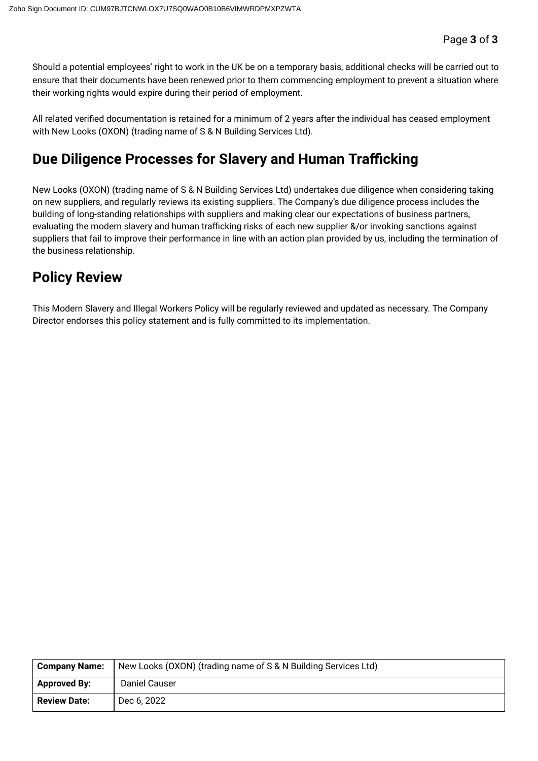Should a potential employees' right to work in the UK be on a temporary basis, additional checks will be carried out to ensure that their documents have been renewed prior to them commencing employment to prevent a situation where their working rights would expire during their period of employment.

All related verified documentation is retained for a minimum of 2 years after the individual has ceased employment with New Looks (OXON) (trading name of S & N Building Services Ltd).

## Due Diligence Processes for Slavery and Human Trafficking

New Looks (OXON) (trading name of S & N Building Services Ltd) undertakes due diligence when considering taking on new suppliers, and regularly reviews its existing suppliers. The Company's due diligence process includes the building of long-standing relationships with suppliers and making clear our expectations of business partners, evaluating the modern slavery and human trafficking risks of each new supplier &/or invoking sanctions against suppliers that fail to improve their performance in line with an action plan provided by us, including the termination of the business relationship.

## Policy Review

This Modern Slavery and Illegal Workers Policy will be regularly reviewed and updated as necessary. The Company Director endorses this policy statement and is fully committed to its implementation.

| | |
|---|---|
| **Company Name:** | New Looks (OXON) (trading name of S & N Building Services Ltd) |
| **Approved By:** | Daniel Causer |
| **Review Date:** | Dec 6, 2022 |